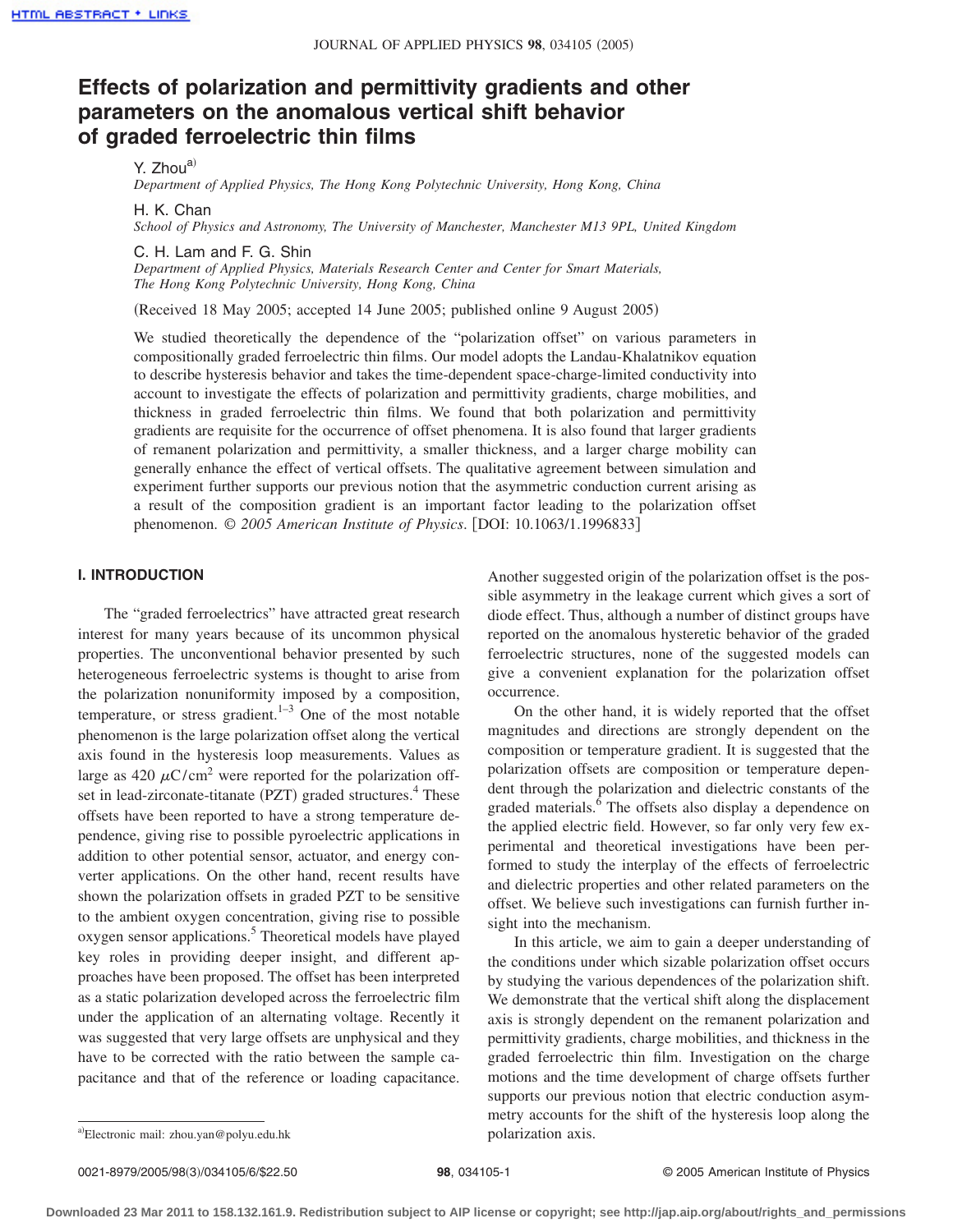# Effects of polarization and permittivity gradients and other parameters on the anomalous vertical shift behavior of graded ferroelectric thin films

Y. Zhou[a)]
*Department of Applied Physics, The Hong Kong Polytechnic University, Hong Kong, China*

H. K. Chan
*School of Physics and Astronomy, The University of Manchester, Manchester M13 9PL, United Kingdom*

C. H. Lam and F. G. Shin
*Department of Applied Physics, Materials Research Center and Center for Smart Materials, The Hong Kong Polytechnic University, Hong Kong, China*

(Received 18 May 2005; accepted 14 June 2005; published online 9 August 2005)

We studied theoretically the dependence of the "polarization offset" on various parameters in compositionally graded ferroelectric thin films. Our model adopts the Landau-Khalatnikov equation to describe hysteresis behavior and takes the time-dependent space-charge-limited conductivity into account to investigate the effects of polarization and permittivity gradients, charge mobilities, and thickness in graded ferroelectric thin films. We found that both polarization and permittivity gradients are requisite for the occurrence of offset phenomena. It is also found that larger gradients of remanent polarization and permittivity, a smaller thickness, and a larger charge mobility can generally enhance the effect of vertical offsets. The qualitative agreement between simulation and experiment further supports our previous notion that the asymmetric conduction current arising as a result of the composition gradient is an important factor leading to the polarization offset phenomenon. © *2005 American Institute of Physics*. [DOI: 10.1063/1.1996833]

## I. INTRODUCTION

The "graded ferroelectrics" have attracted great research interest for many years because of its uncommon physical properties. The unconventional behavior presented by such heterogeneous ferroelectric systems is thought to arise from the polarization nonuniformity imposed by a composition, temperature, or stress gradient.[1–3] One of the most notable phenomenon is the large polarization offset along the vertical axis found in the hysteresis loop measurements. Values as large as 420 $\mu C/cm^2$ were reported for the polarization offset in lead-zirconate-titanate (PZT) graded structures.[4] These offsets have been reported to have a strong temperature dependence, giving rise to possible pyroelectric applications in addition to other potential sensor, actuator, and energy converter applications. On the other hand, recent results have shown the polarization offsets in graded PZT to be sensitive to the ambient oxygen concentration, giving rise to possible oxygen sensor applications.[5] Theoretical models have played key roles in providing deeper insight, and different approaches have been proposed. The offset has been interpreted as a static polarization developed across the ferroelectric film under the application of an alternating voltage. Recently it was suggested that very large offsets are unphysical and they have to be corrected with the ratio between the sample capacitance and that of the reference or loading capacitance. Another suggested origin of the polarization offset is the possible asymmetry in the leakage current which gives a sort of diode effect. Thus, although a number of distinct groups have reported on the anomalous hysteretic behavior of the graded ferroelectric structures, none of the suggested models can give a convenient explanation for the polarization offset occurrence.

On the other hand, it is widely reported that the offset magnitudes and directions are strongly dependent on the composition or temperature gradient. It is suggested that the polarization offsets are composition or temperature dependent through the polarization and dielectric constants of the graded materials.[6] The offsets also display a dependence on the applied electric field. However, so far only very few experimental and theoretical investigations have been performed to study the interplay of the effects of ferroelectric and dielectric properties and other related parameters on the offset. We believe such investigations can furnish further insight into the mechanism.

In this article, we aim to gain a deeper understanding of the conditions under which sizable polarization offset occurs by studying the various dependences of the polarization shift. We demonstrate that the vertical shift along the displacement axis is strongly dependent on the remanent polarization and permittivity gradients, charge mobilities, and thickness in the graded ferroelectric thin film. Investigation on the charge motions and the time development of charge offsets further supports our previous notion that electric conduction asymmetry accounts for the shift of the hysteresis loop along the polarization axis.

[a)]Electronic mail: zhou.yan@polyu.edu.hk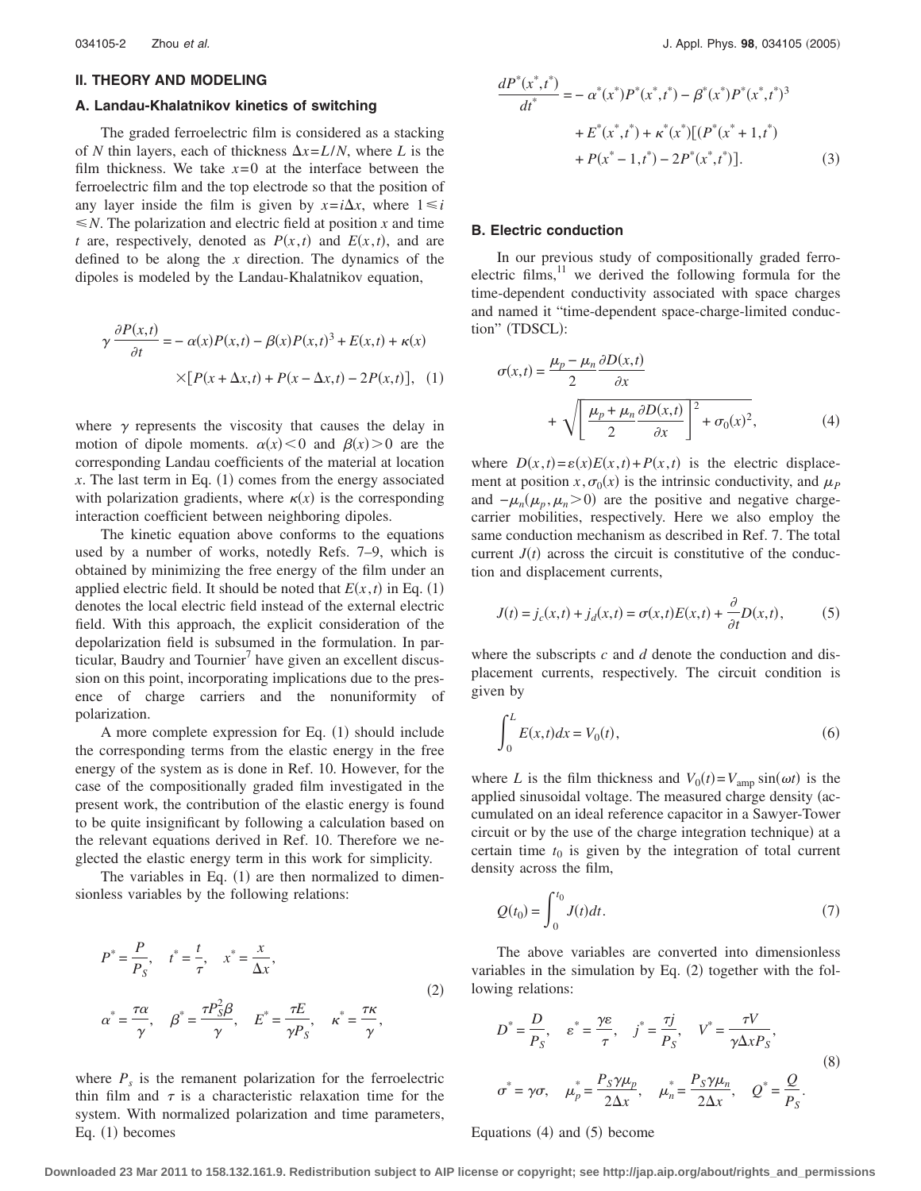## II. THEORY AND MODELING

### A. Landau-Khalatnikov kinetics of switching

The graded ferroelectric film is considered as a stacking of $N$ thin layers, each of thickness $\Delta x = L/N$, where $L$ is the film thickness. We take $x=0$ at the interface between the ferroelectric film and the top electrode so that the position of any layer inside the film is given by $x = i\Delta x$, where $1 \leqslant i \leqslant N$. The polarization and electric field at position $x$ and time $t$ are, respectively, denoted as $P(x,t)$ and $E(x,t)$, and are defined to be along the $x$ direction. The dynamics of the dipoles is modeled by the Landau-Khalatnikov equation,

$$\gamma \frac{\partial P(x,t)}{\partial t} = -\alpha(x)P(x,t) - \beta(x)P(x,t)^3 + E(x,t) + \kappa(x) \times [P(x+\Delta x,t) + P(x-\Delta x,t) - 2P(x,t)], \quad (1)$$

where $\gamma$ represents the viscosity that causes the delay in motion of dipole moments. $\alpha(x) < 0$ and $\beta(x) > 0$ are the corresponding Landau coefficients of the material at location $x$. The last term in Eq. (1) comes from the energy associated with polarization gradients, where $\kappa(x)$ is the corresponding interaction coefficient between neighboring dipoles.

The kinetic equation above conforms to the equations used by a number of works, notedly Refs. 7–9, which is obtained by minimizing the free energy of the film under an applied electric field. It should be noted that $E(x,t)$ in Eq. (1) denotes the local electric field instead of the external electric field. With this approach, the explicit consideration of the depolarization field is subsumed in the formulation. In particular, Baudry and Tournier[7] have given an excellent discussion on this point, incorporating implications due to the presence of charge carriers and the nonuniformity of polarization.

A more complete expression for Eq. (1) should include the corresponding terms from the elastic energy in the free energy of the system as is done in Ref. 10. However, for the case of the compositionally graded film investigated in the present work, the contribution of the elastic energy is found to be quite insignificant by following a calculation based on the relevant equations derived in Ref. 10. Therefore we neglected the elastic energy term in this work for simplicity.

The variables in Eq. (1) are then normalized to dimensionless variables by the following relations:

$$P^* = \frac{P}{P_S}, \quad t^* = \frac{t}{\tau}, \quad x^* = \frac{x}{\Delta x},$$
$$\alpha^* = \frac{\tau\alpha}{\gamma}, \quad \beta^* = \frac{\tau P_S^2 \beta}{\gamma}, \quad E^* = \frac{\tau E}{\gamma P_S}, \quad \kappa^* = \frac{\tau\kappa}{\gamma}, \quad (2)$$

where $P_s$ is the remanent polarization for the ferroelectric thin film and $\tau$ is a characteristic relaxation time for the system. With normalized polarization and time parameters, Eq. (1) becomes

$$\frac{dP^*(x^*,t^*)}{dt^*} = -\alpha^*(x^*)P^*(x^*,t^*) - \beta^*(x^*)P^*(x^*,t^*)^3 + E^*(x^*,t^*) + \kappa^*(x^*)[(P^*(x^*+1,t^*) + P(x^*-1,t^*) - 2P^*(x^*,t^*)]. \quad (3)$$

### B. Electric conduction

In our previous study of compositionally graded ferroelectric films,[11] we derived the following formula for the time-dependent conductivity associated with space charges and named it "time-dependent space-charge-limited conduction" (TDSCL):

$$\sigma(x,t) = \frac{\mu_p - \mu_n}{2}\frac{\partial D(x,t)}{\partial x} + \sqrt{\left[\frac{\mu_p + \mu_n}{2}\frac{\partial D(x,t)}{\partial x}\right]^2 + \sigma_0(x)^2}, \quad (4)$$

where $D(x,t) = \varepsilon(x)E(x,t) + P(x,t)$ is the electric displacement at position $x$, $\sigma_0(x)$ is the intrinsic conductivity, and $\mu_P$ and $-\mu_n(\mu_p, \mu_n > 0)$ are the positive and negative charge-carrier mobilities, respectively. Here we also employ the same conduction mechanism as described in Ref. 7. The total current $J(t)$ across the circuit is constitutive of the conduction and displacement currents,

$$J(t) = j_c(x,t) + j_d(x,t) = \sigma(x,t)E(x,t) + \frac{\partial}{\partial t}D(x,t), \quad (5)$$

where the subscripts $c$ and $d$ denote the conduction and displacement currents, respectively. The circuit condition is given by

$$\int_0^L E(x,t)dx = V_0(t), \quad (6)$$

where $L$ is the film thickness and $V_0(t) = V_{\text{amp}}\sin(\omega t)$ is the applied sinusoidal voltage. The measured charge density (accumulated on an ideal reference capacitor in a Sawyer-Tower circuit or by the use of the charge integration technique) at a certain time $t_0$ is given by the integration of total current density across the film,

$$Q(t_0) = \int_0^{t_0} J(t)dt. \quad (7)$$

The above variables are converted into dimensionless variables in the simulation by Eq. (2) together with the following relations:

$$D^* = \frac{D}{P_S}, \quad \varepsilon^* = \frac{\gamma\varepsilon}{\tau}, \quad j^* = \frac{\tau j}{P_S}, \quad V^* = \frac{\tau V}{\gamma \Delta x P_S},$$
$$\sigma^* = \gamma\sigma, \quad \mu_p^* = \frac{P_S\gamma\mu_p}{2\Delta x}, \quad \mu_n^* = \frac{P_S\gamma\mu_n}{2\Delta x}, \quad Q^* = \frac{Q}{P_S}. \quad (8)$$

Equations (4) and (5) become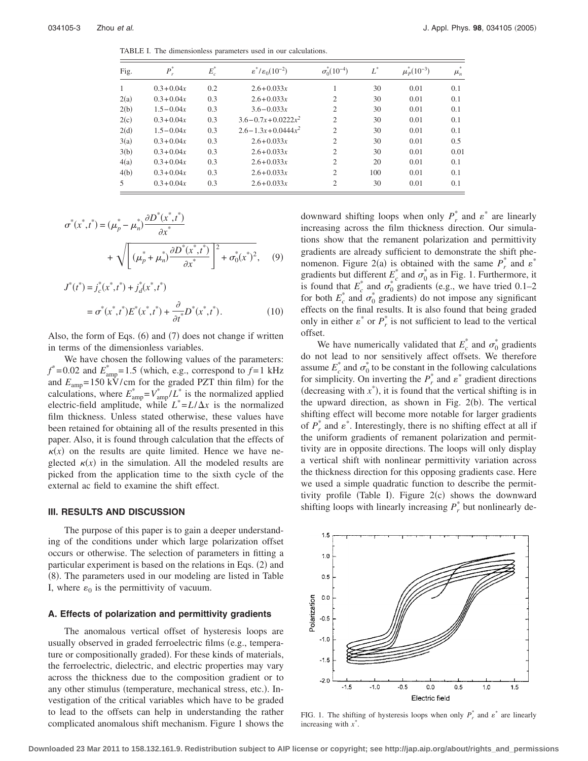TABLE I. The dimensionless parameters used in our calculations.

| Fig. | $P_r^*$ | $E_c^*$ | $\varepsilon^*/\varepsilon_0(10^{-2})$ | $\sigma_0^*(10^{-4})$ | $L^*$ | $\mu_P^*(10^{-3})$ | $\mu_n^*$ |
|---|---|---|---|---|---|---|---|
| 1 | $0.3+0.04x$ | 0.2 | $2.6+0.033x$ | 1 | 30 | 0.01 | 0.1 |
| 2(a) | $0.3+0.04x$ | 0.3 | $2.6+0.033x$ | 2 | 30 | 0.01 | 0.1 |
| 2(b) | $1.5-0.04x$ | 0.3 | $3.6-0.033x$ | 2 | 30 | 0.01 | 0.1 |
| 2(c) | $0.3+0.04x$ | 0.3 | $3.6-0.7x+0.0222x^2$ | 2 | 30 | 0.01 | 0.1 |
| 2(d) | $1.5-0.04x$ | 0.3 | $2.6-1.3x+0.0444x^2$ | 2 | 30 | 0.01 | 0.1 |
| 3(a) | $0.3+0.04x$ | 0.3 | $2.6+0.033x$ | 2 | 30 | 0.01 | 0.5 |
| 3(b) | $0.3+0.04x$ | 0.3 | $2.6+0.033x$ | 2 | 30 | 0.01 | 0.01 |
| 4(a) | $0.3+0.04x$ | 0.3 | $2.6+0.033x$ | 2 | 20 | 0.01 | 0.1 |
| 4(b) | $0.3+0.04x$ | 0.3 | $2.6+0.033x$ | 2 | 100 | 0.01 | 0.1 |
| 5 | $0.3+0.04x$ | 0.3 | $2.6+0.033x$ | 2 | 30 | 0.01 | 0.1 |

$$\sigma^*(x^*,t^*) = (\mu_p^* - \mu_n^*)\frac{\partial D^*(x^*,t^*)}{\partial x^*} + \sqrt{\left[(\mu_p^* + \mu_n^*)\frac{\partial D^*(x^*,t^*)}{\partial x^*}\right]^2 + \sigma_0^*(x^*)^2}, \quad (9)$$

$$J^*(t^*) = j_c^*(x^*,t^*) + j_d^*(x^*,t^*) = \sigma^*(x^*,t^*)E^*(x^*,t^*) + \frac{\partial}{\partial t^*}D^*(x^*,t^*). \quad (10)$$

Also, the form of Eqs. (6) and (7) does not change if written in terms of the dimensionless variables.

We have chosen the following values of the parameters: $f^*=0.02$ and $E_{\mathrm{amp}}^*=1.5$ (which, e.g., correspond to $f=1$ kHz and $E_{\mathrm{amp}}=150$ kV/cm for the graded PZT thin film) for the calculations, where $E_{\mathrm{amp}}^*=V_{\mathrm{amp}}^*/L^*$ is the normalized applied electric-field amplitude, while $L^*=L/\Delta x$ is the normalized film thickness. Unless stated otherwise, these values have been retained for obtaining all of the results presented in this paper. Also, it is found through calculation that the effects of $\kappa(x)$ on the results are quite limited. Hence we have neglected $\kappa(x)$ in the simulation. All the modeled results are picked from the application time to the sixth cycle of the external ac field to examine the shift effect.

## III. RESULTS AND DISCUSSION

The purpose of this paper is to gain a deeper understanding of the conditions under which large polarization offset occurs or otherwise. The selection of parameters in fitting a particular experiment is based on the relations in Eqs. (2) and (8). The parameters used in our modeling are listed in Table I, where $\varepsilon_0$ is the permittivity of vacuum.

### A. Effects of polarization and permittivity gradients

The anomalous vertical offset of hysteresis loops are usually observed in graded ferroelectric films (e.g., temperature or compositionally graded). For these kinds of materials, the ferroelectric, dielectric, and electric properties may vary across the thickness due to the composition gradient or to any other stimulus (temperature, mechanical stress, etc.). Investigation of the critical variables which have to be graded to lead to the offsets can help in understanding the rather complicated anomalous shift mechanism. Figure 1 shows the downward shifting loops when only $P_r^*$ and $\varepsilon^*$ are linearly increasing across the film thickness direction. Our simulations show that the remanent polarization and permittivity gradients are already sufficient to demonstrate the shift phenomenon. Figure 2(a) is obtained with the same $P_r^*$ and $\varepsilon^*$ gradients but different $E_c^*$ and $\sigma_0^*$ as in Fig. 1. Furthermore, it is found that $E_c^*$ and $\sigma_0^*$ gradients (e.g., we have tried 0.1–2 for both $E_c^*$ and $\sigma_0^*$ gradients) do not impose any significant effects on the final results. It is also found that being graded only in either $\varepsilon^*$ or $P_r^*$ is not sufficient to lead to the vertical offset.

We have numerically validated that $E_c^*$ and $\sigma_0^*$ gradients do not lead to nor sensitively affect offsets. We therefore assume $E_c^*$ and $\sigma_0^*$ to be constant in the following calculations for simplicity. On inverting the $P_r^*$ and $\varepsilon^*$ gradient directions (decreasing with $x^*$), it is found that the vertical shifting is in the upward direction, as shown in Fig. 2(b). The vertical shifting effect will become more notable for larger gradients of $P_r^*$ and $\varepsilon^*$. Interestingly, there is no shifting effect at all if the uniform gradients of remanent polarization and permittivity are in opposite directions. The loops will only display a vertical shift with nonlinear permittivity variation across the thickness direction for this opposing gradients case. Here we used a simple quadratic function to describe the permittivity profile (Table I). Figure 2(c) shows the downward shifting loops with linearly increasing $P_r^*$ but nonlinearly de-

FIG. 1. The shifting of hysteresis loops when only $P_r^*$ and $\varepsilon^*$ are linearly increasing with $x^*$.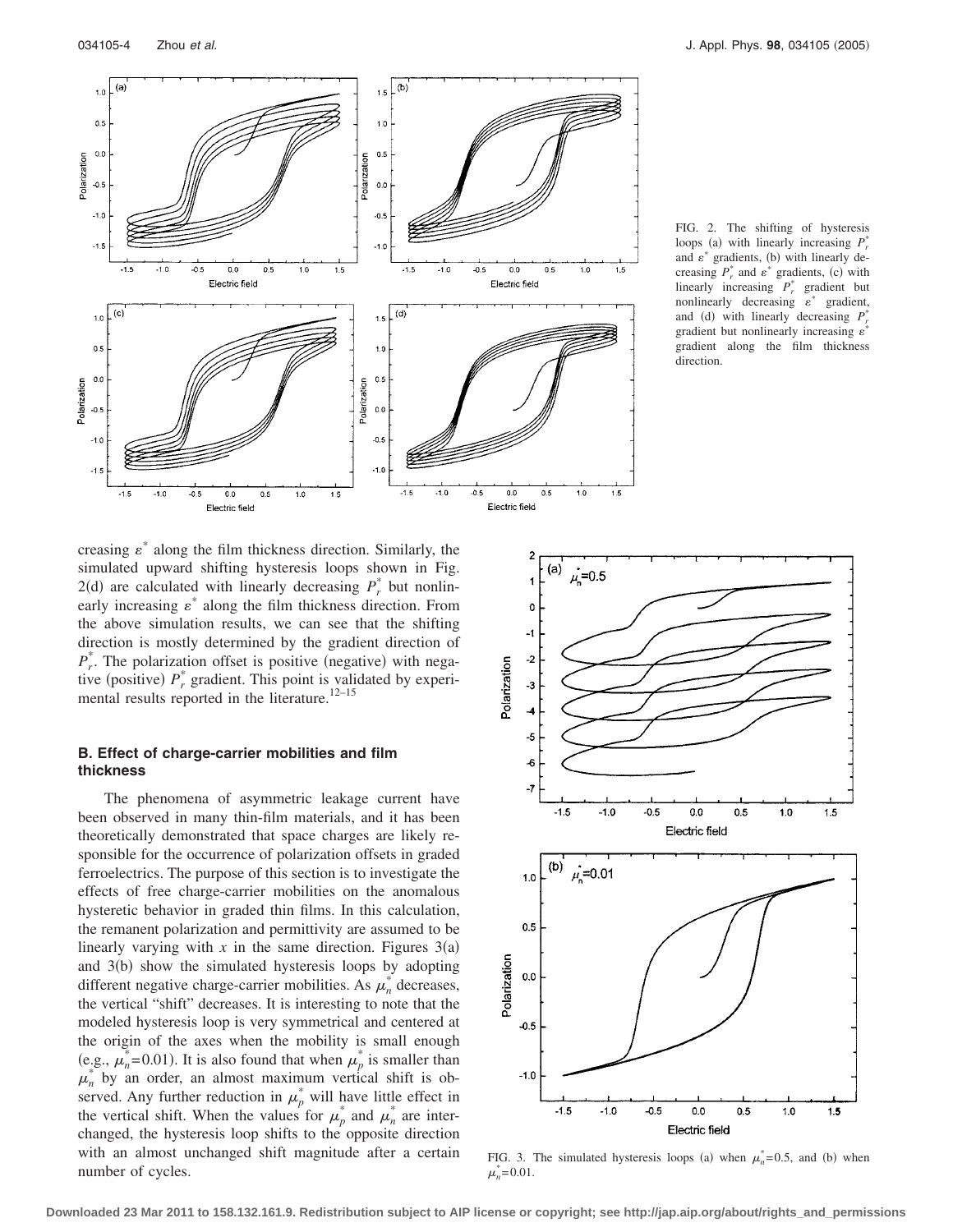FIG. 2. The shifting of hysteresis loops (a) with linearly increasing $P_r^*$ and $\varepsilon^*$ gradients, (b) with linearly decreasing $P_r^*$ and $\varepsilon^*$ gradients, (c) with linearly increasing $P_r^*$ gradient but nonlinearly decreasing $\varepsilon^*$ gradient, and (d) with linearly decreasing $P_r^*$ gradient but nonlinearly increasing $\varepsilon^*$ gradient along the film thickness direction.

creasing $\varepsilon^*$ along the film thickness direction. Similarly, the simulated upward shifting hysteresis loops shown in Fig. 2(d) are calculated with linearly decreasing $P_r^*$ but nonlinearly increasing $\varepsilon^*$ along the film thickness direction. From the above simulation results, we can see that the shifting direction is mostly determined by the gradient direction of $P_r^*$. The polarization offset is positive (negative) with negative (positive) $P_r^*$ gradient. This point is validated by experimental results reported in the literature.[12–15]

### B. Effect of charge-carrier mobilities and film thickness

The phenomena of asymmetric leakage current have been observed in many thin-film materials, and it has been theoretically demonstrated that space charges are likely responsible for the occurrence of polarization offsets in graded ferroelectrics. The purpose of this section is to investigate the effects of free charge-carrier mobilities on the anomalous hysteretic behavior in graded thin films. In this calculation, the remanent polarization and permittivity are assumed to be linearly varying with $x$ in the same direction. Figures 3(a) and 3(b) show the simulated hysteresis loops by adopting different negative charge-carrier mobilities. As $\mu_n^*$ decreases, the vertical "shift" decreases. It is interesting to note that the modeled hysteresis loop is very symmetrical and centered at the origin of the axes when the mobility is small enough (e.g., $\mu_n^*=0.01$). It is also found that when $\mu_p^*$ is smaller than $\mu_n^*$ by an order, an almost maximum vertical shift is observed. Any further reduction in $\mu_p^*$ will have little effect in the vertical shift. When the values for $\mu_p^*$ and $\mu_n^*$ are interchanged, the hysteresis loop shifts to the opposite direction with an almost unchanged shift magnitude after a certain number of cycles.

FIG. 3. The simulated hysteresis loops (a) when $\mu_n^*=0.5$, and (b) when $\mu_n^*=0.01$.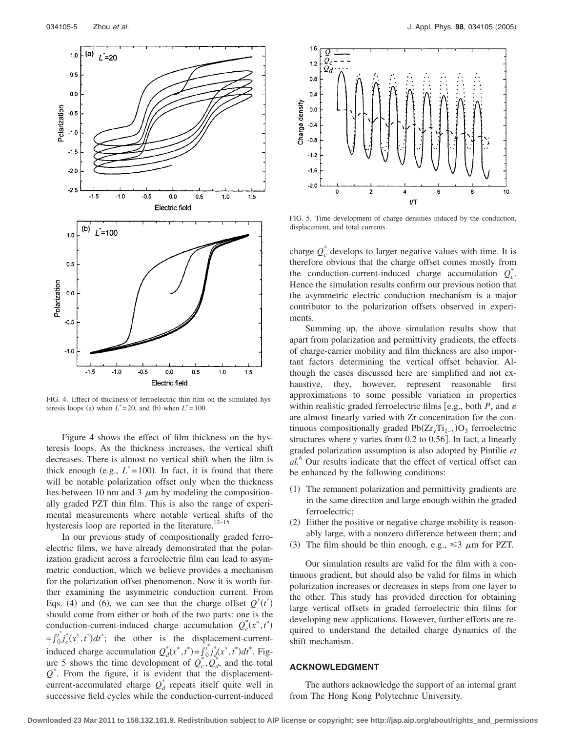FIG. 4. Effect of thickness of ferroelectric thin film on the simulated hysteresis loops (a) when $L^*=20$, and (b) when $L^*=100$.

Figure 4 shows the effect of film thickness on the hysteresis loops. As the thickness increases, the vertical shift decreases. There is almost no vertical shift when the film is thick enough (e.g., $L^*=100$). In fact, it is found that there will be notable polarization offset only when the thickness lies between 10 nm and 3 $\mu$m by modeling the compositionally graded PZT thin film. This is also the range of experimental measurements where notable vertical shifts of the hysteresis loop are reported in the literature.[12–15]

In our previous study of compositionally graded ferroelectric films, we have already demonstrated that the polarization gradient across a ferroelectric film can lead to asymmetric conduction, which we believe provides a mechanism for the polarization offset phenomenon. Now it is worth further examining the asymmetric conduction current. From Eqs. (4) and (6), we can see that the charge offset $Q^*(t^*)$ should come from either or both of the two parts: one is the conduction-current-induced charge accumulation $Q_c^*(x^*,t^*) = \int_0^{t^*} j_c^*(x^*,t^*)dt^*$; the other is the displacement-current-induced charge accumulation $Q_d^*(x^*,t^*) = \int_0^{t^*} j_d^*(x^*,t^*)dt^*$. Figure 5 shows the time development of $Q_c^*, Q_d^*$, and the total $Q^*$. From the figure, it is evident that the displacement-current-accumulated charge $Q_d^*$ repeats itself quite well in successive field cycles while the conduction-current-induced charge $Q_c^*$ develops to larger negative values with time. It is therefore obvious that the charge offset comes mostly from the conduction-current-induced charge accumulation $Q_c^*$. Hence the simulation results confirm our previous notion that the asymmetric electric conduction mechanism is a major contributor to the polarization offsets observed in experiments.

FIG. 5. Time development of charge densities induced by the conduction, displacement, and total currents.

Summing up, the above simulation results show that apart from polarization and permittivity gradients, the effects of charge-carrier mobility and film thickness are also important factors determining the vertical offset behavior. Although the cases discussed here are simplified and not exhaustive, they, however, represent reasonable first approximations to some possible variation in properties within realistic graded ferroelectric films [e.g., both $P_r$ and $\varepsilon$ are almost linearly varied with Zr concentration for the continuous compositionally graded $Pb(Zr_yTi_{1-y})O_3$ ferroelectric structures where $y$ varies from 0.2 to 0.56]. In fact, a linearly graded polarization assumption is also adopted by Pintilie *et al.*[6] Our results indicate that the effect of vertical offset can be enhanced by the following conditions:

(1) The remanent polarization and permittivity gradients are in the same direction and large enough within the graded ferroelectric;
(2) Either the positive or negative charge mobility is reasonably large, with a nonzero difference between them; and
(3) The film should be thin enough, e.g., $\leqslant 3$ $\mu$m for PZT.

Our simulation results are valid for the film with a continuous gradient, but should also be valid for films in which polarization increases or decreases in steps from one layer to the other. This study has provided direction for obtaining large vertical offsets in graded ferroelectric thin films for developing new applications. However, further efforts are required to understand the detailed charge dynamics of the shift mechanism.

## ACKNOWLEDGMENT

The authors acknowledge the support of an internal grant from The Hong Kong Polytechnic University.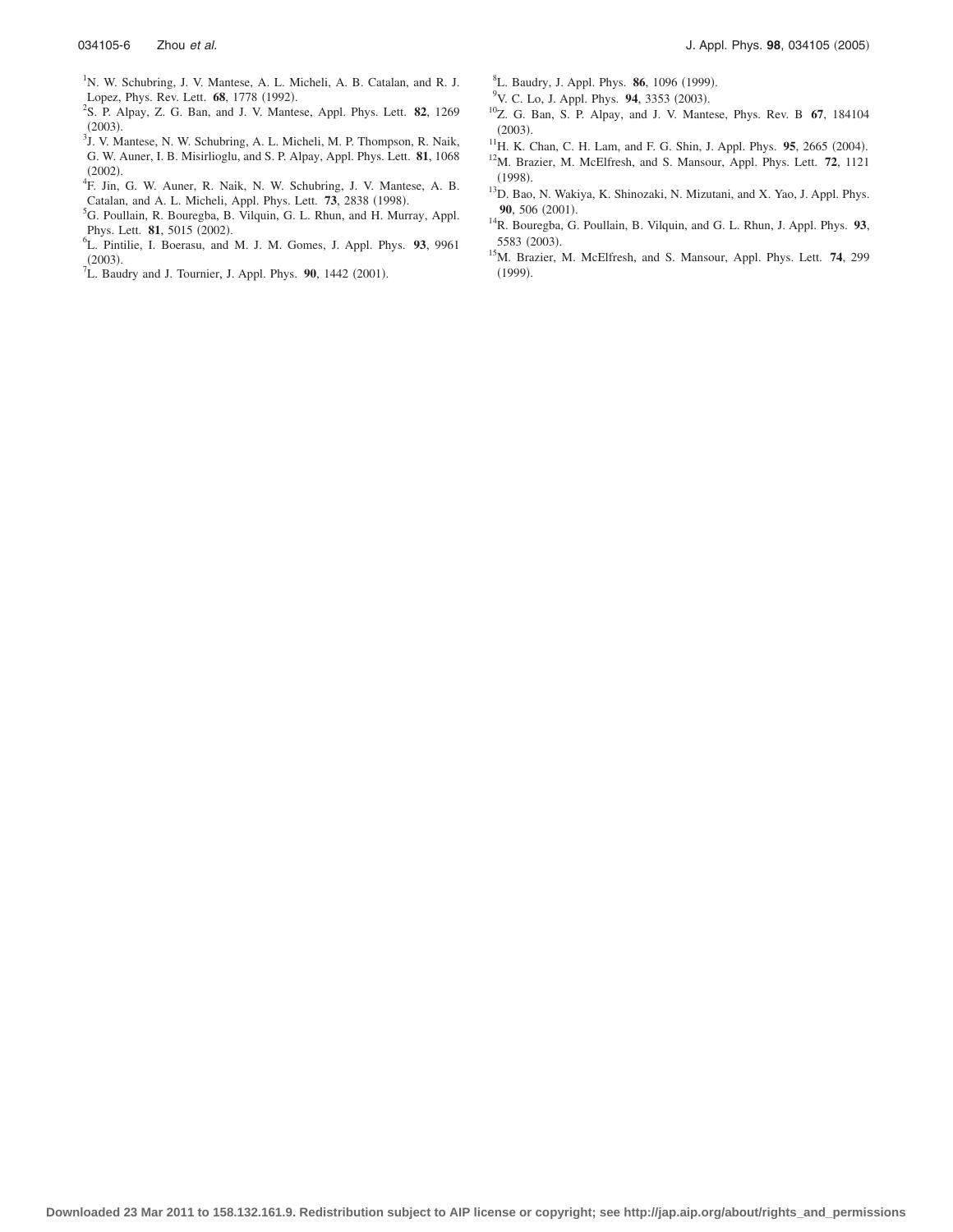[1] N. W. Schubring, J. V. Mantese, A. L. Micheli, A. B. Catalan, and R. J. Lopez, Phys. Rev. Lett. **68**, 1778 (1992).

[2] S. P. Alpay, Z. G. Ban, and J. V. Mantese, Appl. Phys. Lett. **82**, 1269 (2003).

[3] J. V. Mantese, N. W. Schubring, A. L. Micheli, M. P. Thompson, R. Naik, G. W. Auner, I. B. Misirlioglu, and S. P. Alpay, Appl. Phys. Lett. **81**, 1068 (2002).

[4] F. Jin, G. W. Auner, R. Naik, N. W. Schubring, J. V. Mantese, A. B. Catalan, and A. L. Micheli, Appl. Phys. Lett. **73**, 2838 (1998).

[5] G. Poullain, R. Bouregba, B. Vilquin, G. L. Rhun, and H. Murray, Appl. Phys. Lett. **81**, 5015 (2002).

[6] L. Pintilie, I. Boerasu, and M. J. M. Gomes, J. Appl. Phys. **93**, 9961 (2003).

[7] L. Baudry and J. Tournier, J. Appl. Phys. **90**, 1442 (2001).

[8] L. Baudry, J. Appl. Phys. **86**, 1096 (1999).

[9] V. C. Lo, J. Appl. Phys. **94**, 3353 (2003).

[10] Z. G. Ban, S. P. Alpay, and J. V. Mantese, Phys. Rev. B **67**, 184104 (2003).

[11] H. K. Chan, C. H. Lam, and F. G. Shin, J. Appl. Phys. **95**, 2665 (2004).

[12] M. Brazier, M. McElfresh, and S. Mansour, Appl. Phys. Lett. **72**, 1121 (1998).

[13] D. Bao, N. Wakiya, K. Shinozaki, N. Mizutani, and X. Yao, J. Appl. Phys. **90**, 506 (2001).

[14] R. Bouregba, G. Poullain, B. Vilquin, and G. L. Rhun, J. Appl. Phys. **93**, 5583 (2003).

[15] M. Brazier, M. McElfresh, and S. Mansour, Appl. Phys. Lett. **74**, 299 (1999).